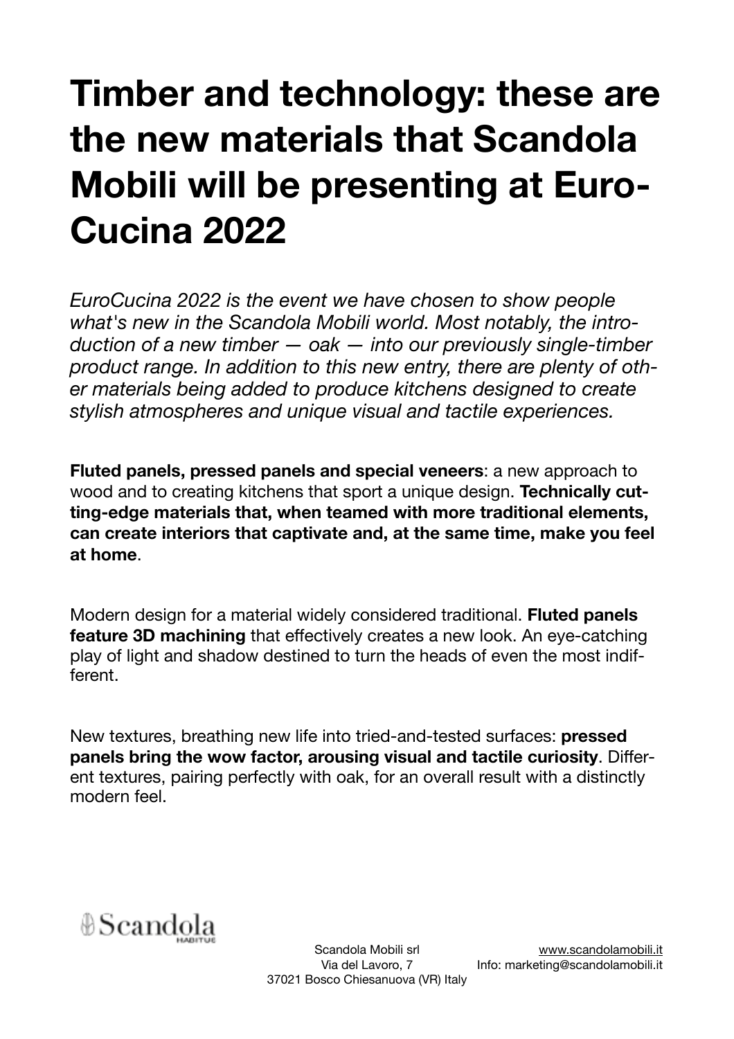# Timber and technology: these are the new materials that Scandola Mobili will be presenting at EuroCucina 2022

*EuroCucina 2022 is the event we have chosen to show people what's new in the Scandola Mobili world. Most notably, the introduction of a new timber — oak — into our previously single-timber product range. In addition to this new entry, there are plenty of other materials being added to produce kitchens designed to create stylish atmospheres and unique visual and tactile experiences.*

**Fluted panels, pressed panels and special veneers**: a new approach to wood and to creating kitchens that sport a unique design. **Technically cutting-edge materials that, when teamed with more traditional elements, can create interiors that captivate and, at the same time, make you feel at home**.

Modern design for a material widely considered traditional. **Fluted panels feature 3D machining** that effectively creates a new look. An eye-catching play of light and shadow destined to turn the heads of even the most indifferent.

New textures, breathing new life into tried-and-tested surfaces: **pressed panels bring the wow factor, arousing visual and tactile curiosity**. Different textures, pairing perfectly with oak, for an overall result with a distinctly modern feel.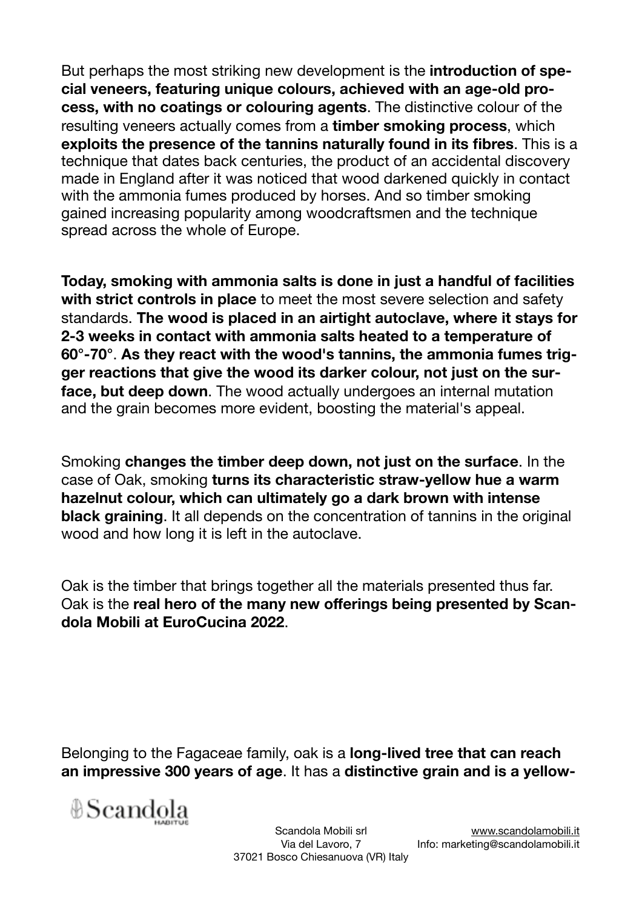But perhaps the most striking new development is the **introduction of special veneers, featuring unique colours, achieved with an age-old process, with no coatings or colouring agents**. The distinctive colour of the resulting veneers actually comes from a **timber smoking process**, which **exploits the presence of the tannins naturally found in its fibres**. This is a technique that dates back centuries, the product of an accidental discovery made in England after it was noticed that wood darkened quickly in contact with the ammonia fumes produced by horses. And so timber smoking gained increasing popularity among woodcraftsmen and the technique spread across the whole of Europe.

**Today, smoking with ammonia salts is done in just a handful of facilities with strict controls in place** to meet the most severe selection and safety standards. **The wood is placed in an airtight autoclave, where it stays for 2-3 weeks in contact with ammonia salts heated to a temperature of 60°-70°**. **As they react with the wood's tannins, the ammonia fumes trigger reactions that give the wood its darker colour, not just on the surface, but deep down**. The wood actually undergoes an internal mutation and the grain becomes more evident, boosting the material's appeal.

Smoking **changes the timber deep down, not just on the surface**. In the case of Oak, smoking **turns its characteristic straw-yellow hue a warm hazelnut colour, which can ultimately go a dark brown with intense black graining**. It all depends on the concentration of tannins in the original wood and how long it is left in the autoclave.

Oak is the timber that brings together all the materials presented thus far. Oak is the **real hero of the many new offerings being presented by Scandola Mobili at EuroCucina 2022**.

Belonging to the Fagaceae family, oak is a **long-lived tree that can reach an impressive 300 years of age**. It has a **distinctive grain and is a yellow-**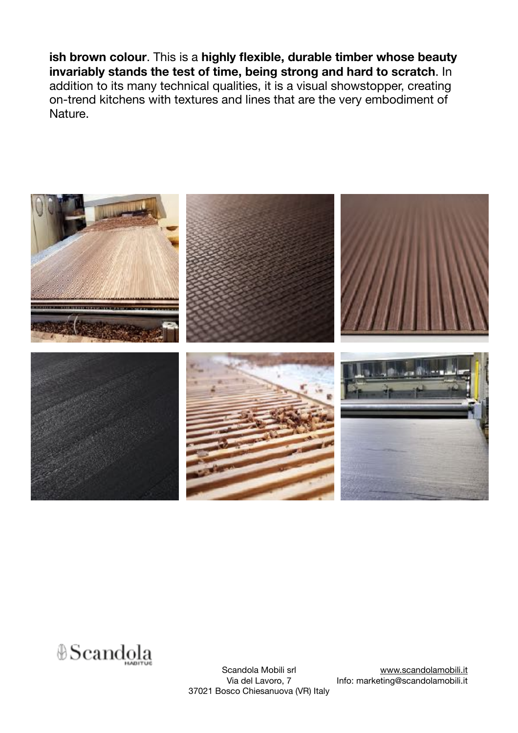**ish brown colour**. This is a **highly flexible, durable timber whose beauty invariably stands the test of time, being strong and hard to scratch**. In addition to its many technical qualities, it is a visual showstopper, creating on-trend kitchens with textures and lines that are the very embodiment of Nature.

Scandola Mobili srl
Via del Lavoro, 7
37021 Bosco Chiesanuova (VR) Italy

www.scandolamobili.it
Info: marketing@scandolamobili.it